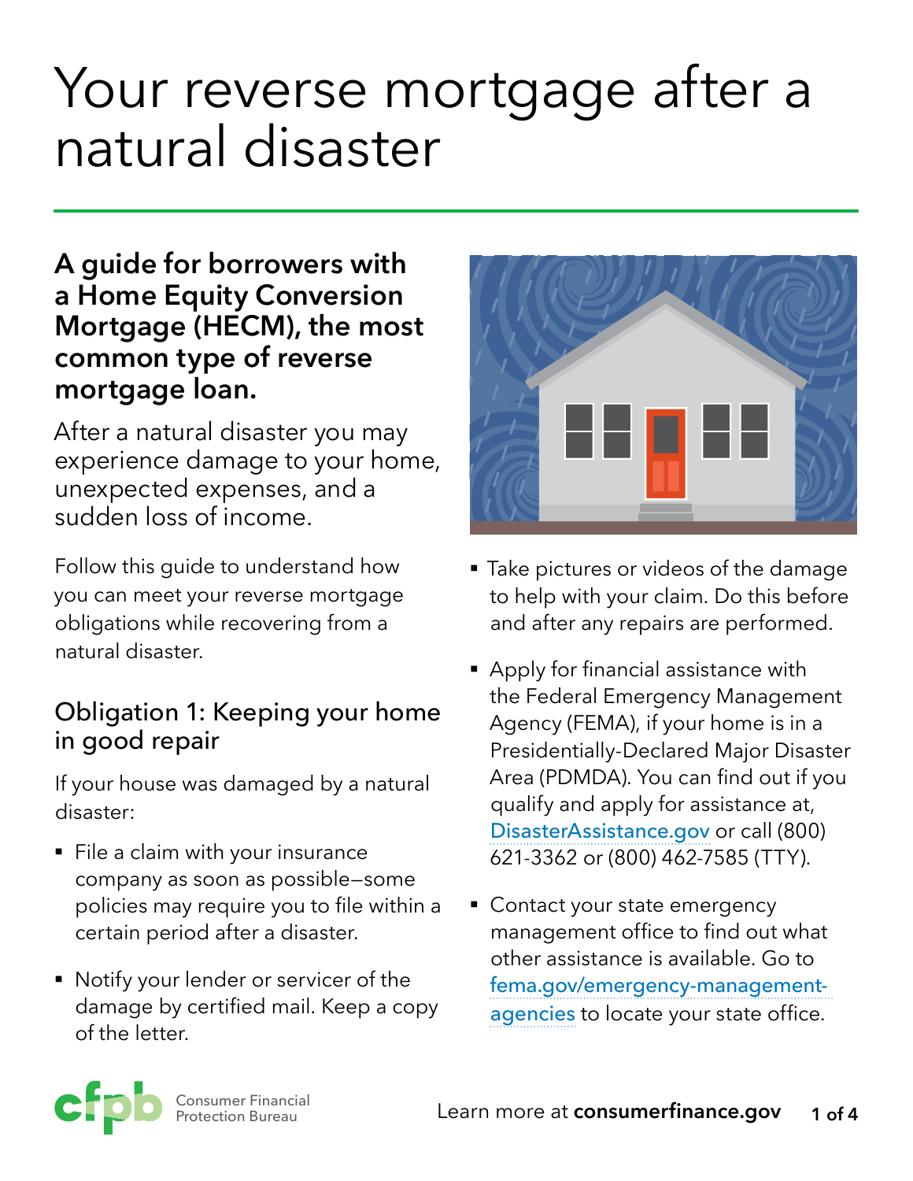# Your reverse mortgage after a natural disaster

## A guide for borrowers with a Home Equity Conversion Mortgage (HECM), the most common type of reverse mortgage loan.

After a natural disaster you may experience damage to your home, unexpected expenses, and a sudden loss of income.

Follow this guide to understand how you can meet your reverse mortgage obligations while recovering from a natural disaster.

### Obligation 1: Keeping your home in good repair

If your house was damaged by a natural disaster:

- File a claim with your insurance company as soon as possible—some policies may require you to file within a certain period after a disaster.
- Notify your lender or servicer of the damage by certified mail. Keep a copy of the letter.
- Take pictures or videos of the damage to help with your claim. Do this before and after any repairs are performed.
- Apply for financial assistance with the Federal Emergency Management Agency (FEMA), if your home is in a Presidentially-Declared Major Disaster Area (PDMDA). You can find out if you qualify and apply for assistance at, DisasterAssistance.gov or call (800) 621-3362 or (800) 462-7585 (TTY).
- Contact your state emergency management office to find out what other assistance is available. Go to fema.gov/emergency-management-agencies to locate your state office.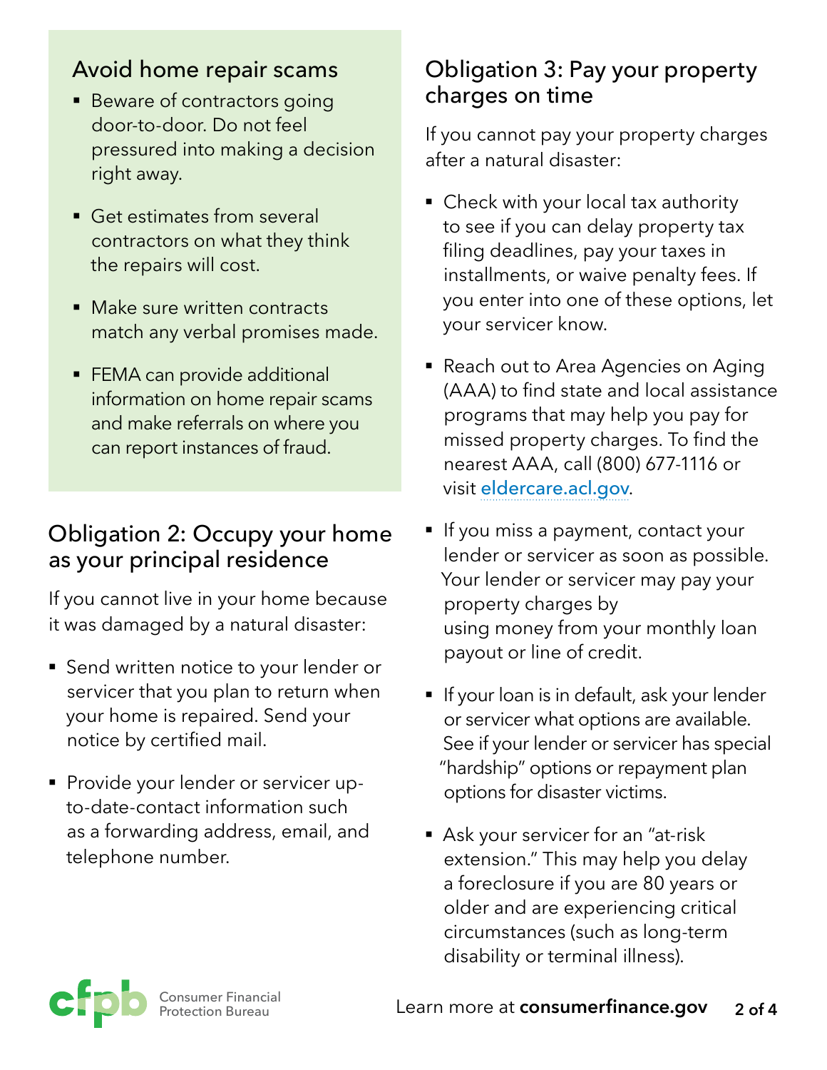## Avoid home repair scams

- Beware of contractors going door-to-door. Do not feel pressured into making a decision right away.
- Get estimates from several contractors on what they think the repairs will cost.
- Make sure written contracts match any verbal promises made.
- FEMA can provide additional information on home repair scams and make referrals on where you can report instances of fraud.

## Obligation 2: Occupy your home as your principal residence

If you cannot live in your home because it was damaged by a natural disaster:

- Send written notice to your lender or servicer that you plan to return when your home is repaired. Send your notice by certified mail.
- Provide your lender or servicer up-to-date-contact information such as a forwarding address, email, and telephone number.

## Obligation 3: Pay your property charges on time

If you cannot pay your property charges after a natural disaster:

- Check with your local tax authority to see if you can delay property tax filing deadlines, pay your taxes in installments, or waive penalty fees. If you enter into one of these options, let your servicer know.
- Reach out to Area Agencies on Aging (AAA) to find state and local assistance programs that may help you pay for missed property charges. To find the nearest AAA, call (800) 677-1116 or visit eldercare.acl.gov.
- If you miss a payment, contact your lender or servicer as soon as possible. Your lender or servicer may pay your property charges by using money from your monthly loan payout or line of credit.
- If your loan is in default, ask your lender or servicer what options are available. See if your lender or servicer has special "hardship" options or repayment plan options for disaster victims.
- Ask your servicer for an "at-risk extension." This may help you delay a foreclosure if you are 80 years or older and are experiencing critical circumstances (such as long-term disability or terminal illness).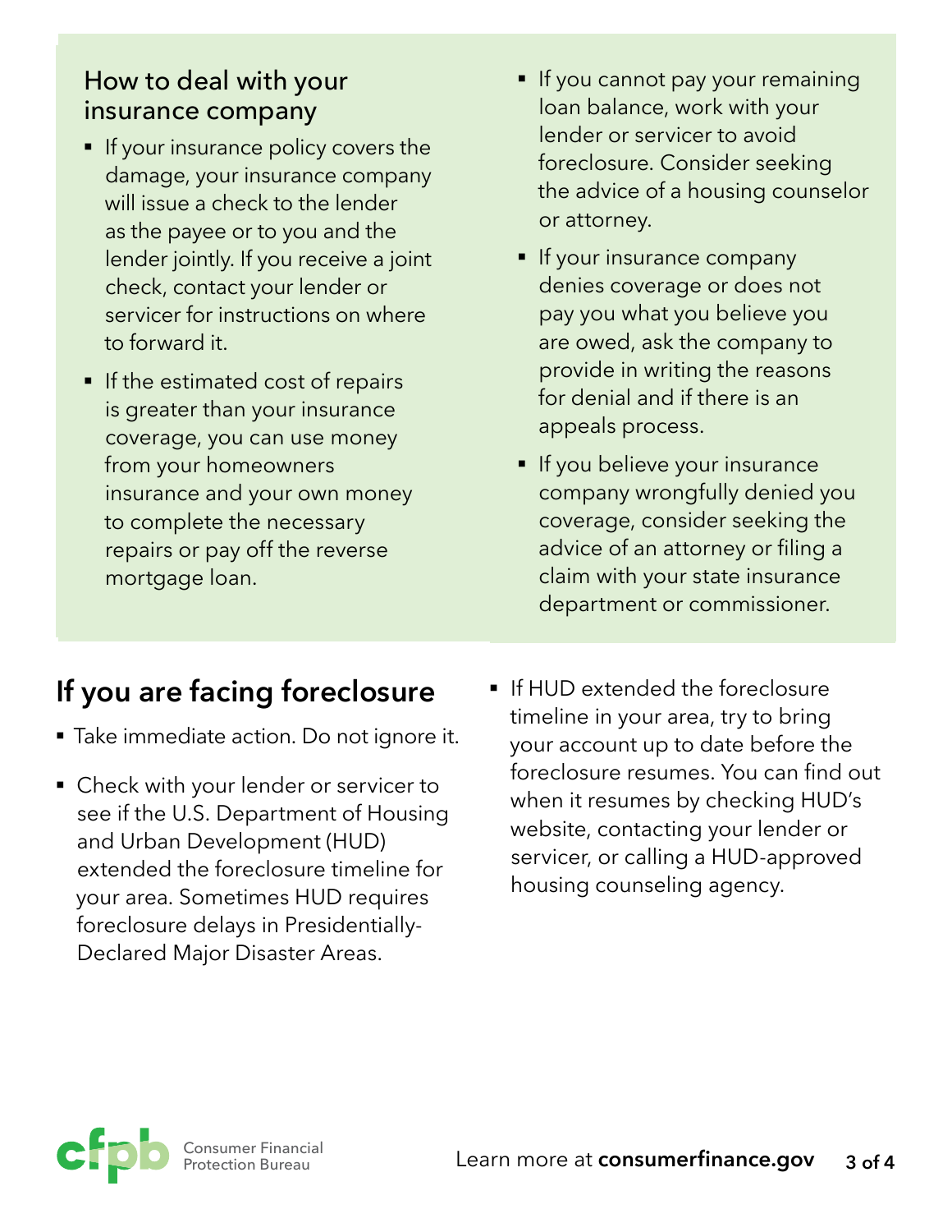## How to deal with your insurance company

- If your insurance policy covers the damage, your insurance company will issue a check to the lender as the payee or to you and the lender jointly. If you receive a joint check, contact your lender or servicer for instructions on where to forward it.
- If the estimated cost of repairs is greater than your insurance coverage, you can use money from your homeowners insurance and your own money to complete the necessary repairs or pay off the reverse mortgage loan.
- If you cannot pay your remaining loan balance, work with your lender or servicer to avoid foreclosure. Consider seeking the advice of a housing counselor or attorney.
- If your insurance company denies coverage or does not pay you what you believe you are owed, ask the company to provide in writing the reasons for denial and if there is an appeals process.
- If you believe your insurance company wrongfully denied you coverage, consider seeking the advice of an attorney or filing a claim with your state insurance department or commissioner.

# If you are facing foreclosure

- Take immediate action. Do not ignore it.
- Check with your lender or servicer to see if the U.S. Department of Housing and Urban Development (HUD) extended the foreclosure timeline for your area. Sometimes HUD requires foreclosure delays in Presidentially-Declared Major Disaster Areas.
- If HUD extended the foreclosure timeline in your area, try to bring your account up to date before the foreclosure resumes. You can find out when it resumes by checking HUD's website, contacting your lender or servicer, or calling a HUD-approved housing counseling agency.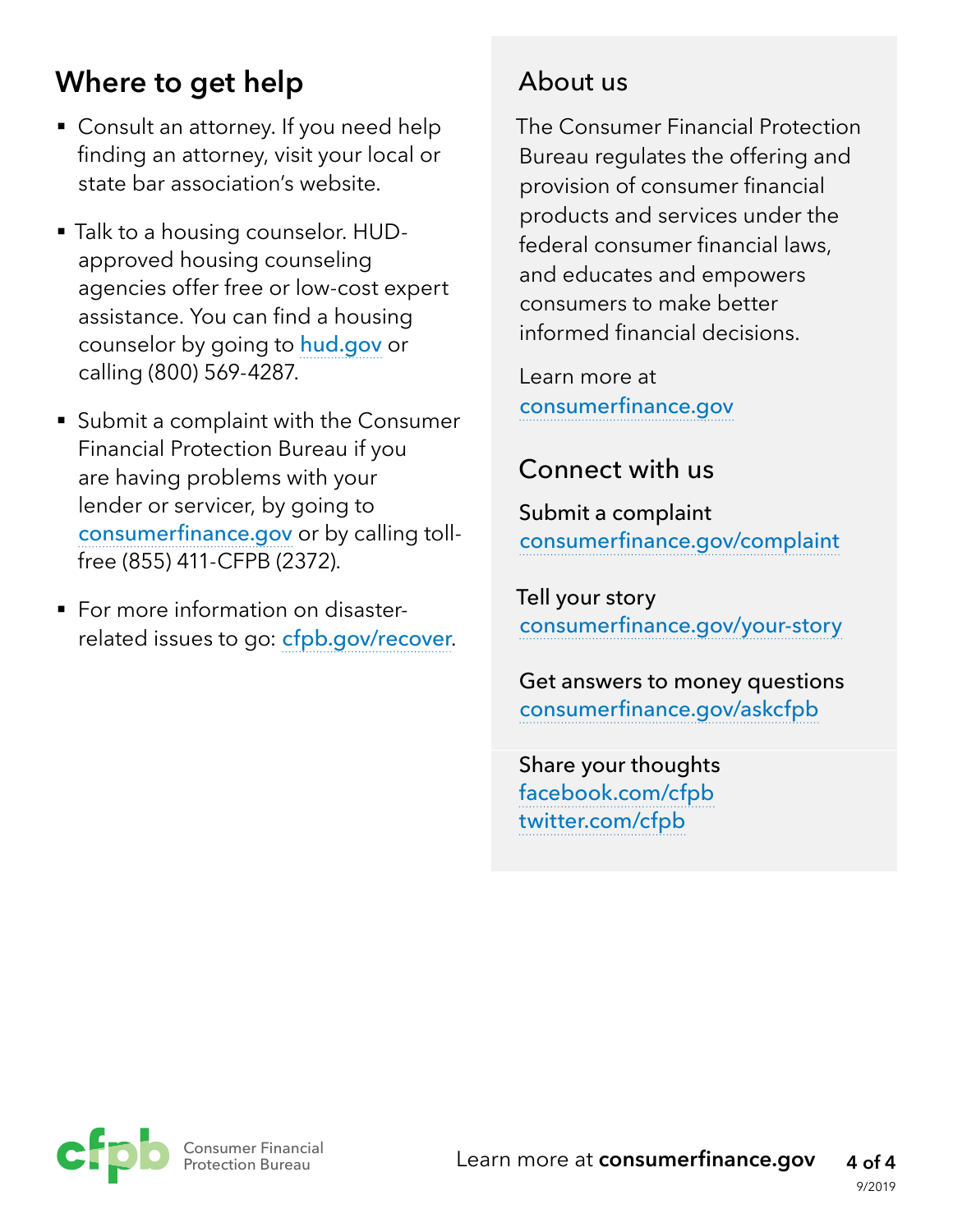## Where to get help

- Consult an attorney. If you need help finding an attorney, visit your local or state bar association's website.
- Talk to a housing counselor. HUD-approved housing counseling agencies offer free or low-cost expert assistance. You can find a housing counselor by going to hud.gov or calling (800) 569-4287.
- Submit a complaint with the Consumer Financial Protection Bureau if you are having problems with your lender or servicer, by going to consumerfinance.gov or by calling toll-free (855) 411-CFPB (2372).
- For more information on disaster-related issues to go: cfpb.gov/recover.

## About us

The Consumer Financial Protection Bureau regulates the offering and provision of consumer financial products and services under the federal consumer financial laws, and educates and empowers consumers to make better informed financial decisions.

Learn more at consumerfinance.gov

## Connect with us

Submit a complaint
consumerfinance.gov/complaint

Tell your story
consumerfinance.gov/your-story

Get answers to money questions
consumerfinance.gov/askcfpb

Share your thoughts
facebook.com/cfpb
twitter.com/cfpb

9/2019